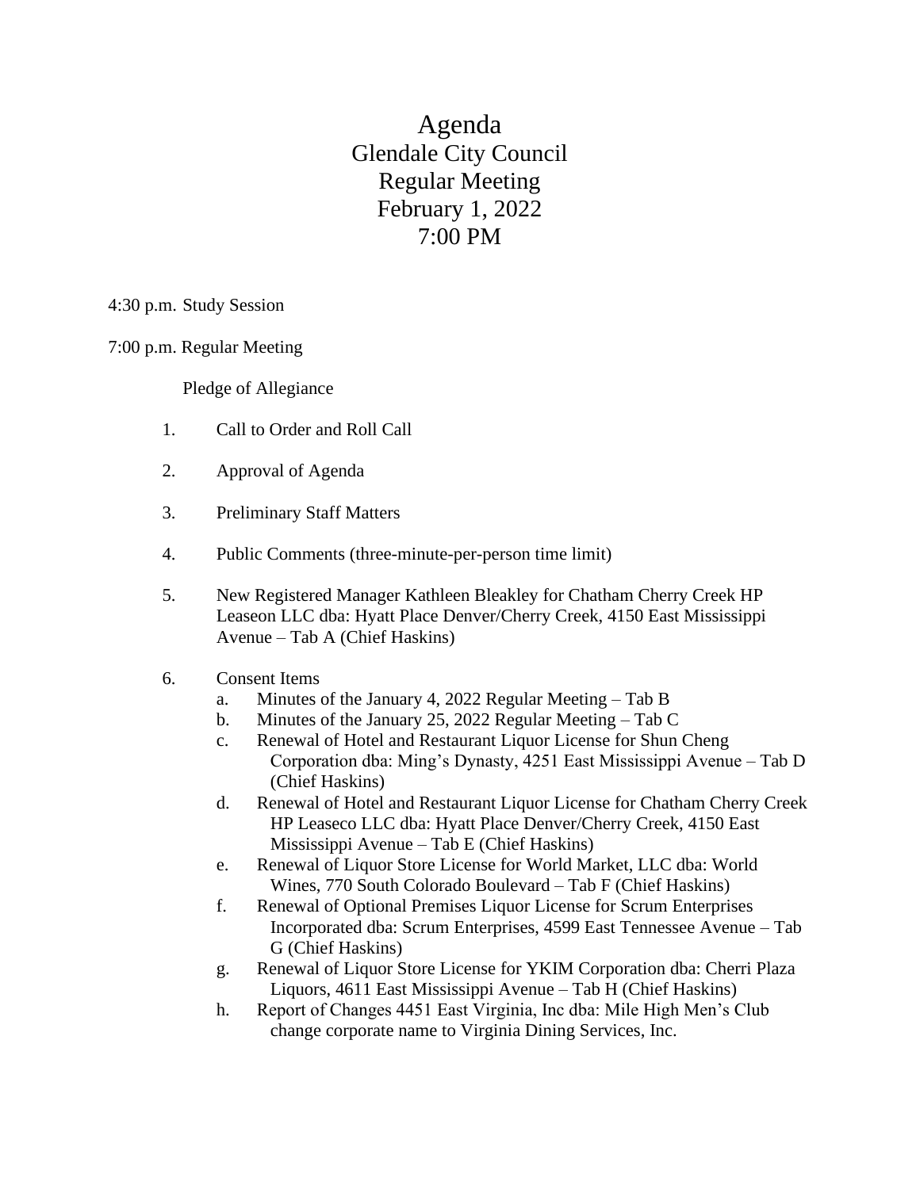# Agenda
# Glendale City Council
# Regular Meeting
# February 1, 2022
# 7:00 PM

4:30 p.m. Study Session

7:00 p.m. Regular Meeting

Pledge of Allegiance

1. Call to Order and Roll Call

2. Approval of Agenda

3. Preliminary Staff Matters

4. Public Comments (three-minute-per-person time limit)

5. New Registered Manager Kathleen Bleakley for Chatham Cherry Creek HP Leaseon LLC dba: Hyatt Place Denver/Cherry Creek, 4150 East Mississippi Avenue – Tab A (Chief Haskins)

6. Consent Items
   a. Minutes of the January 4, 2022 Regular Meeting – Tab B
   b. Minutes of the January 25, 2022 Regular Meeting – Tab C
   c. Renewal of Hotel and Restaurant Liquor License for Shun Cheng Corporation dba: Ming's Dynasty, 4251 East Mississippi Avenue – Tab D (Chief Haskins)
   d. Renewal of Hotel and Restaurant Liquor License for Chatham Cherry Creek HP Leaseco LLC dba: Hyatt Place Denver/Cherry Creek, 4150 East Mississippi Avenue – Tab E (Chief Haskins)
   e. Renewal of Liquor Store License for World Market, LLC dba: World Wines, 770 South Colorado Boulevard – Tab F (Chief Haskins)
   f. Renewal of Optional Premises Liquor License for Scrum Enterprises Incorporated dba: Scrum Enterprises, 4599 East Tennessee Avenue – Tab G (Chief Haskins)
   g. Renewal of Liquor Store License for YKIM Corporation dba: Cherri Plaza Liquors, 4611 East Mississippi Avenue – Tab H (Chief Haskins)
   h. Report of Changes 4451 East Virginia, Inc dba: Mile High Men's Club change corporate name to Virginia Dining Services, Inc.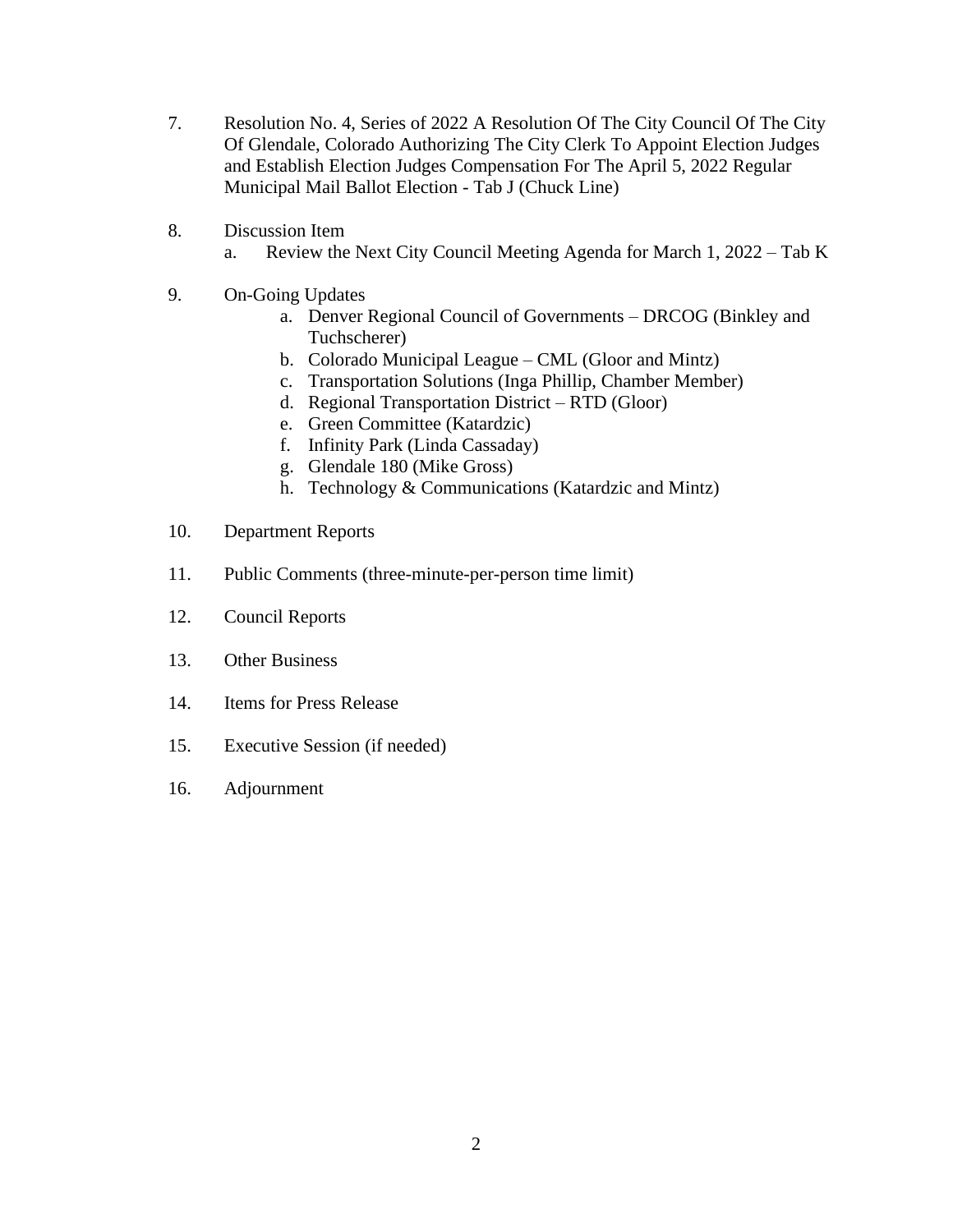7. Resolution No. 4, Series of 2022 A Resolution Of The City Council Of The City Of Glendale, Colorado Authorizing The City Clerk To Appoint Election Judges and Establish Election Judges Compensation For The April 5, 2022 Regular Municipal Mail Ballot Election - Tab J (Chuck Line)

8. Discussion Item
   a. Review the Next City Council Meeting Agenda for March 1, 2022 – Tab K

9. On-Going Updates
   a. Denver Regional Council of Governments – DRCOG (Binkley and Tuchscherer)
   b. Colorado Municipal League – CML (Gloor and Mintz)
   c. Transportation Solutions (Inga Phillip, Chamber Member)
   d. Regional Transportation District – RTD (Gloor)
   e. Green Committee (Katardzic)
   f. Infinity Park (Linda Cassaday)
   g. Glendale 180 (Mike Gross)
   h. Technology & Communications (Katardzic and Mintz)

10. Department Reports

11. Public Comments (three-minute-per-person time limit)

12. Council Reports

13. Other Business

14. Items for Press Release

15. Executive Session (if needed)

16. Adjournment